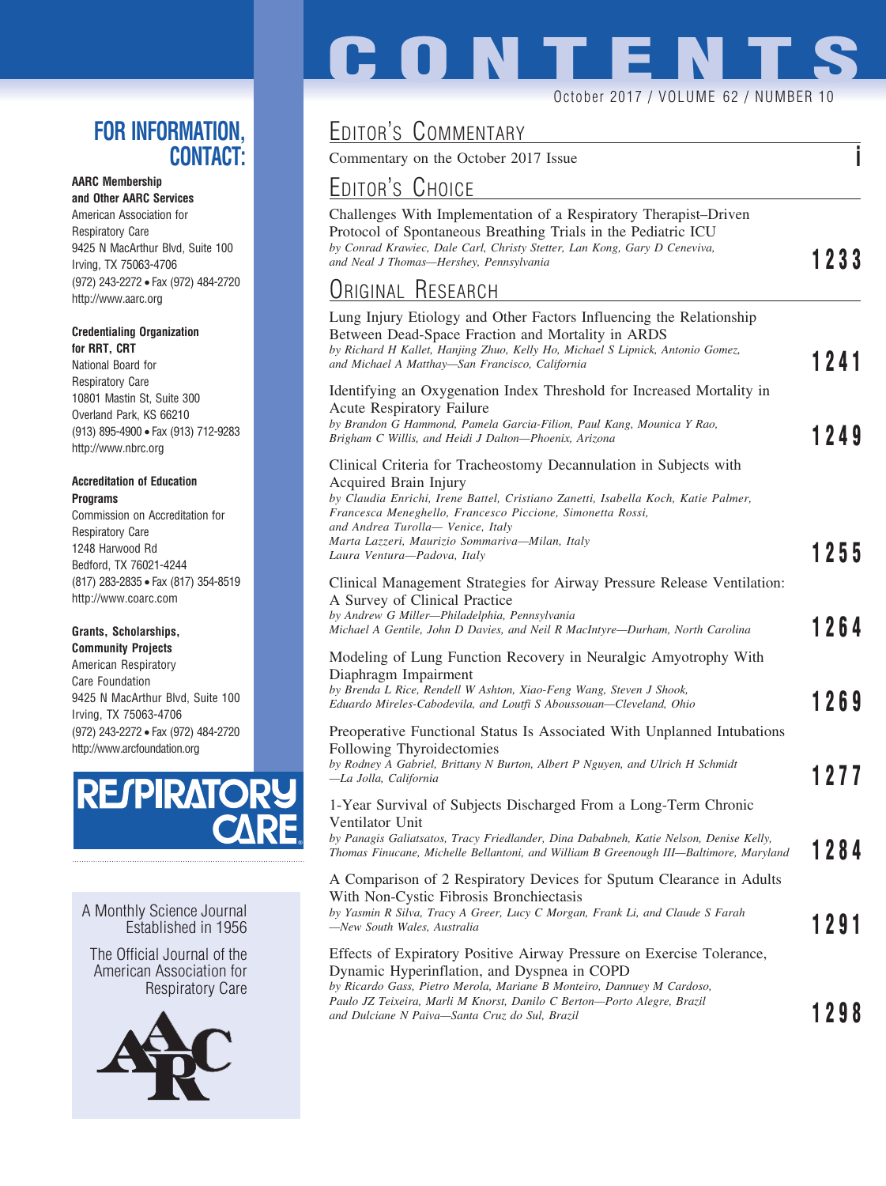# CONTENTS

October 2017 / VOLUME 62 / NUMBER 10

## FOR INFORMATION, CONTACT:

**AARC Membership and Other AARC Services**
American Association for Respiratory Care
9425 N MacArthur Blvd, Suite 100
Irving, TX 75063-4706
(972) 243-2272 • Fax (972) 484-2720
http://www.aarc.org

**Credentialing Organization for RRT, CRT**
National Board for Respiratory Care
10801 Mastin St, Suite 300
Overland Park, KS 66210
(913) 895-4900 • Fax (913) 712-9283
http://www.nbrc.org

**Accreditation of Education Programs**
Commission on Accreditation for Respiratory Care
1248 Harwood Rd
Bedford, TX 76021-4244
(817) 283-2835 • Fax (817) 354-8519
http://www.coarc.com

**Grants, Scholarships, Community Projects**
American Respiratory Care Foundation
9425 N MacArthur Blvd, Suite 100
Irving, TX 75063-4706
(972) 243-2272 • Fax (972) 484-2720
http://www.arcfoundation.org

RESPIRATORY CARE

A Monthly Science Journal Established in 1956

The Official Journal of the American Association for Respiratory Care

## EDITOR'S COMMENTARY

Commentary on the October 2017 Issue — **i**

## EDITOR'S CHOICE

Challenges With Implementation of a Respiratory Therapist–Driven Protocol of Spontaneous Breathing Trials in the Pediatric ICU
*by Conrad Krawiec, Dale Carl, Christy Stetter, Lan Kong, Gary D Ceneviva, and Neal J Thomas—Hershey, Pennsylvania* — **1233**

## ORIGINAL RESEARCH

Lung Injury Etiology and Other Factors Influencing the Relationship Between Dead-Space Fraction and Mortality in ARDS
*by Richard H Kallet, Hanjing Zhuo, Kelly Ho, Michael S Lipnick, Antonio Gomez, and Michael A Matthay—San Francisco, California* — **1241**

Identifying an Oxygenation Index Threshold for Increased Mortality in Acute Respiratory Failure
*by Brandon G Hammond, Pamela Garcia-Filion, Paul Kang, Mounica Y Rao, Brigham C Willis, and Heidi J Dalton—Phoenix, Arizona* — **1249**

Clinical Criteria for Tracheostomy Decannulation in Subjects with Acquired Brain Injury
*by Claudia Enrichi, Irene Battel, Cristiano Zanetti, Isabella Koch, Katie Palmer, Francesca Meneghello, Francesco Piccione, Simonetta Rossi, and Andrea Turolla— Venice, Italy*
*Marta Lazzeri, Maurizio Sommariva—Milan, Italy*
*Laura Ventura—Padova, Italy* — **1255**

Clinical Management Strategies for Airway Pressure Release Ventilation: A Survey of Clinical Practice
*by Andrew G Miller—Philadelphia, Pennsylvania*
*Michael A Gentile, John D Davies, and Neil R MacIntyre—Durham, North Carolina* — **1264**

Modeling of Lung Function Recovery in Neuralgic Amyotrophy With Diaphragm Impairment
*by Brenda L Rice, Rendell W Ashton, Xiao-Feng Wang, Steven J Shook, Eduardo Mireles-Cabodevila, and Loutfi S Aboussouan—Cleveland, Ohio* — **1269**

Preoperative Functional Status Is Associated With Unplanned Intubations Following Thyroidectomies
*by Rodney A Gabriel, Brittany N Burton, Albert P Nguyen, and Ulrich H Schmidt —La Jolla, California* — **1277**

1-Year Survival of Subjects Discharged From a Long-Term Chronic Ventilator Unit
*by Panagis Galiatsatos, Tracy Friedlander, Dina Dababneh, Katie Nelson, Denise Kelly, Thomas Finucane, Michelle Bellantoni, and William B Greenough III—Baltimore, Maryland* — **1284**

A Comparison of 2 Respiratory Devices for Sputum Clearance in Adults With Non-Cystic Fibrosis Bronchiectasis
*by Yasmin R Silva, Tracy A Greer, Lucy C Morgan, Frank Li, and Claude S Farah —New South Wales, Australia* — **1291**

Effects of Expiratory Positive Airway Pressure on Exercise Tolerance, Dynamic Hyperinflation, and Dyspnea in COPD
*by Ricardo Gass, Pietro Merola, Mariane B Monteiro, Dannuey M Cardoso, Paulo JZ Teixeira, Marli M Knorst, Danilo C Berton—Porto Alegre, Brazil and Dulciane N Paiva—Santa Cruz do Sul, Brazil* — **1298**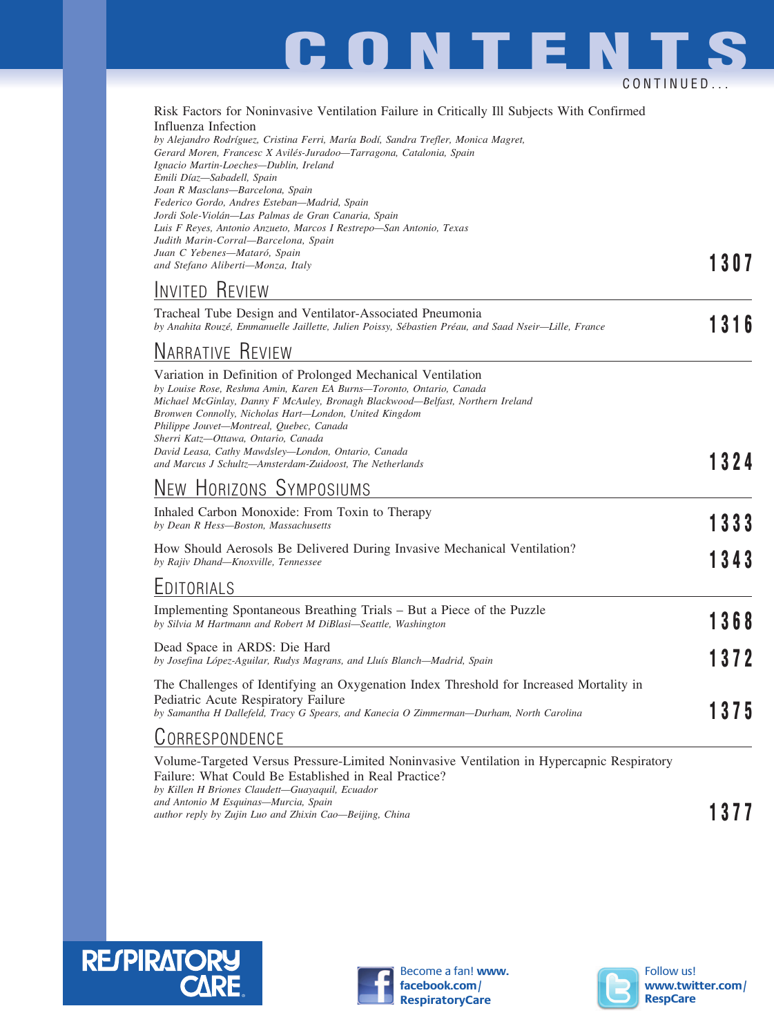# CONTENTS

CONTINUED...

Risk Factors for Noninvasive Ventilation Failure in Critically Ill Subjects With Confirmed Influenza Infection
*by Alejandro Rodríguez, Cristina Ferri, María Bodí, Sandra Trefler, Monica Magret, Gerard Moren, Francesc X Avilés-Juradoo—Tarragona, Catalonia, Spain*
*Ignacio Martin-Loeches—Dublin, Ireland*
*Emili Díaz—Sabadell, Spain*
*Joan R Masclans—Barcelona, Spain*
*Federico Gordo, Andres Esteban—Madrid, Spain*
*Jordi Sole-Violán—Las Palmas de Gran Canaria, Spain*
*Luis F Reyes, Antonio Anzueto, Marcos I Restrepo—San Antonio, Texas*
*Judith Marin-Corral—Barcelona, Spain*
*Juan C Yebenes—Mataró, Spain*
*and Stefano Aliberti—Monza, Italy*
**1307**

## Invited Review

Tracheal Tube Design and Ventilator-Associated Pneumonia
*by Anahita Rouzé, Emmanuelle Jaillette, Julien Poissy, Sébastien Préau, and Saad Nseir—Lille, France*
**1316**

## Narrative Review

Variation in Definition of Prolonged Mechanical Ventilation
*by Louise Rose, Reshma Amin, Karen EA Burns—Toronto, Ontario, Canada*
*Michael McGinlay, Danny F McAuley, Bronagh Blackwood—Belfast, Northern Ireland*
*Bronwen Connolly, Nicholas Hart—London, United Kingdom*
*Philippe Jouvet—Montreal, Quebec, Canada*
*Sherri Katz—Ottawa, Ontario, Canada*
*David Leasa, Cathy Mawdsley—London, Ontario, Canada*
*and Marcus J Schultz—Amsterdam-Zuidoost, The Netherlands*
**1324**

## New Horizons Symposiums

Inhaled Carbon Monoxide: From Toxin to Therapy
*by Dean R Hess—Boston, Massachusetts*
**1333**

How Should Aerosols Be Delivered During Invasive Mechanical Ventilation?
*by Rajiv Dhand—Knoxville, Tennessee*
**1343**

## Editorials

Implementing Spontaneous Breathing Trials – But a Piece of the Puzzle
*by Silvia M Hartmann and Robert M DiBlasi—Seattle, Washington*
**1368**

Dead Space in ARDS: Die Hard
*by Josefina López-Aguilar, Rudys Magrans, and Lluís Blanch—Madrid, Spain*
**1372**

The Challenges of Identifying an Oxygenation Index Threshold for Increased Mortality in Pediatric Acute Respiratory Failure
*by Samantha H Dallefeld, Tracy G Spears, and Kanecia O Zimmerman—Durham, North Carolina*
**1375**

## Correspondence

Volume-Targeted Versus Pressure-Limited Noninvasive Ventilation in Hypercapnic Respiratory Failure: What Could Be Established in Real Practice?
*by Killen H Briones Claudett—Guayaquil, Ecuador*
*and Antonio M Esquinas—Murcia, Spain*
*author reply by Zujin Luo and Zhixin Cao—Beijing, China*
**1377**

RESPIRATORY CARE

Become a fan! www.facebook.com/RespiratoryCare

Follow us! www.twitter.com/RespCare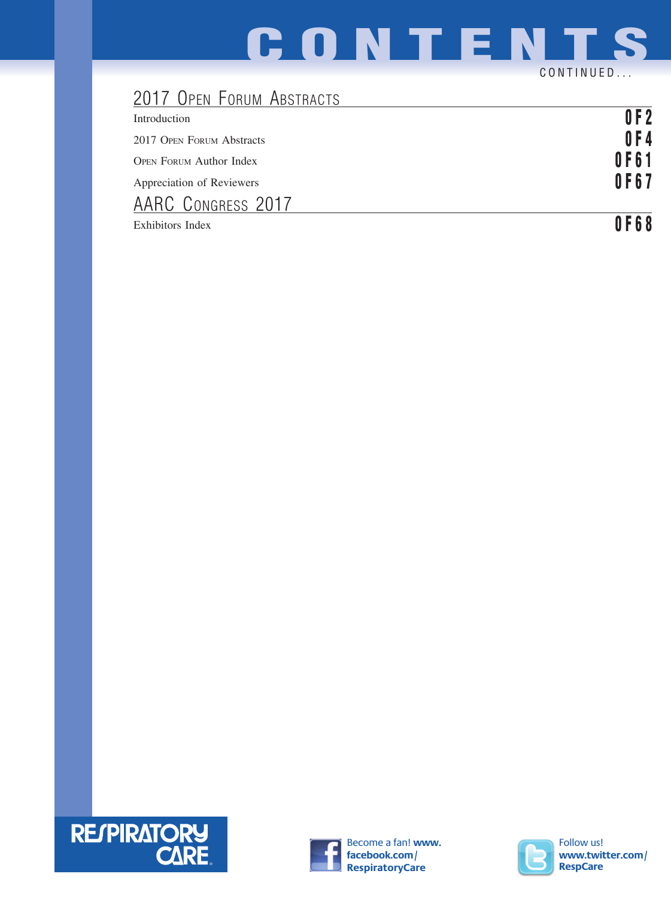# CONTENTS

CONTINUED...

## 2017 Open Forum Abstracts

| | |
|---|---|
| Introduction | OF2 |
| 2017 Open Forum Abstracts | OF4 |
| Open Forum Author Index | OF61 |
| Appreciation of Reviewers | OF67 |

## AARC Congress 2017

| | |
|---|---|
| Exhibitors Index | OF68 |

RESPIRATORY CARE

Become a fan! www.facebook.com/RespiratoryCare

Follow us! www.twitter.com/RespCare